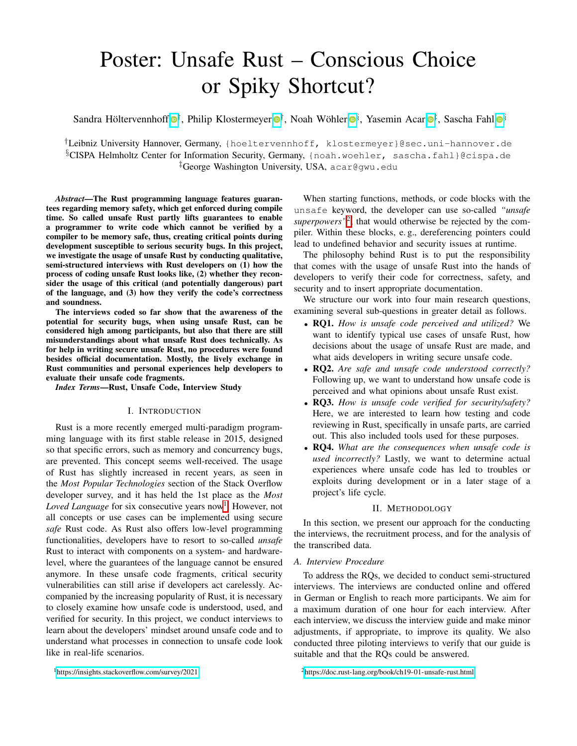# Poster: Unsafe Rust – Conscious Choice or Spiky Shortcut?

Sandra Höltervennhoff[†], Philip Klostermeyer[†], Noah Wöhler[§], Yasemin Acar[‡], Sascha Fahl[§]

[†]Leibniz University Hannover, Germany, {hoeltervennhoff, klostermeyer}@sec.uni-hannover.de
[§]CISPA Helmholtz Center for Information Security, Germany, {noah.woehler, sascha.fahl}@cispa.de
[‡]George Washington University, USA, acar@gwu.edu

***Abstract*—The Rust programming language features guarantees regarding memory safety, which get enforced during compile time. So called unsafe Rust partly lifts guarantees to enable a programmer to write code which cannot be verified by a compiler to be memory safe, thus, creating critical points during development susceptible to serious security bugs. In this project, we investigate the usage of unsafe Rust by conducting qualitative, semi-structured interviews with Rust developers on (1) how the process of coding unsafe Rust looks like, (2) whether they reconsider the usage of this critical (and potentially dangerous) part of the language, and (3) how they verify the code's correctness and soundness.**

**The interviews coded so far show that the awareness of the potential for security bugs, when using unsafe Rust, can be considered high among participants, but also that there are still misunderstandings about what unsafe Rust does technically. As for help in writing secure unsafe Rust, no procedures were found besides official documentation. Mostly, the lively exchange in Rust communities and personal experiences help developers to evaluate their unsafe code fragments.**

***Index Terms*—Rust, Unsafe Code, Interview Study**

## I. Introduction

Rust is a more recently emerged multi-paradigm programming language with its first stable release in 2015, designed so that specific errors, such as memory and concurrency bugs, are prevented. This concept seems well-received. The usage of Rust has slightly increased in recent years, as seen in the *Most Popular Technologies* section of the Stack Overflow developer survey, and it has held the 1st place as the *Most Loved Language* for six consecutive years now[1]. However, not all concepts or use cases can be implemented using secure *safe* Rust code. As Rust also offers low-level programming functionalities, developers have to resort to so-called *unsafe* Rust to interact with components on a system- and hardware-level, where the guarantees of the language cannot be ensured anymore. In these unsafe code fragments, critical security vulnerabilities can still arise if developers act carelessly. Accompanied by the increasing popularity of Rust, it is necessary to closely examine how unsafe code is understood, used, and verified for security. In this project, we conduct interviews to learn about the developers' mindset around unsafe code and to understand what processes in connection to unsafe code look like in real-life scenarios.

When starting functions, methods, or code blocks with the `unsafe` keyword, the developer can use so-called *"unsafe superpowers"*[2], that would otherwise be rejected by the compiler. Within these blocks, e. g., dereferencing pointers could lead to undefined behavior and security issues at runtime.

The philosophy behind Rust is to put the responsibility that comes with the usage of unsafe Rust into the hands of developers to verify their code for correctness, safety, and security and to insert appropriate documentation.

We structure our work into four main research questions, examining several sub-questions in greater detail as follows.

- **RQ1.** *How is unsafe code perceived and utilized?* We want to identify typical use cases of unsafe Rust, how decisions about the usage of unsafe Rust are made, and what aids developers in writing secure unsafe code.
- **RQ2.** *Are safe and unsafe code understood correctly?* Following up, we want to understand how unsafe code is perceived and what opinions about unsafe Rust exist.
- **RQ3.** *How is unsafe code verified for security/safety?* Here, we are interested to learn how testing and code reviewing in Rust, specifically in unsafe parts, are carried out. This also included tools used for these purposes.
- **RQ4.** *What are the consequences when unsafe code is used incorrectly?* Lastly, we want to determine actual experiences where unsafe code has led to troubles or exploits during development or in a later stage of a project's life cycle.

## II. Methodology

In this section, we present our approach for the conducting the interviews, the recruitment process, and for the analysis of the transcribed data.

### A. Interview Procedure

To address the RQs, we decided to conduct semi-structured interviews. The interviews are conducted online and offered in German or English to reach more participants. We aim for a maximum duration of one hour for each interview. After each interview, we discuss the interview guide and make minor adjustments, if appropriate, to improve its quality. We also conducted three piloting interviews to verify that our guide is suitable and that the RQs could be answered.

[1] https://insights.stackoverflow.com/survey/2021

[2] https://doc.rust-lang.org/book/ch19-01-unsafe-rust.html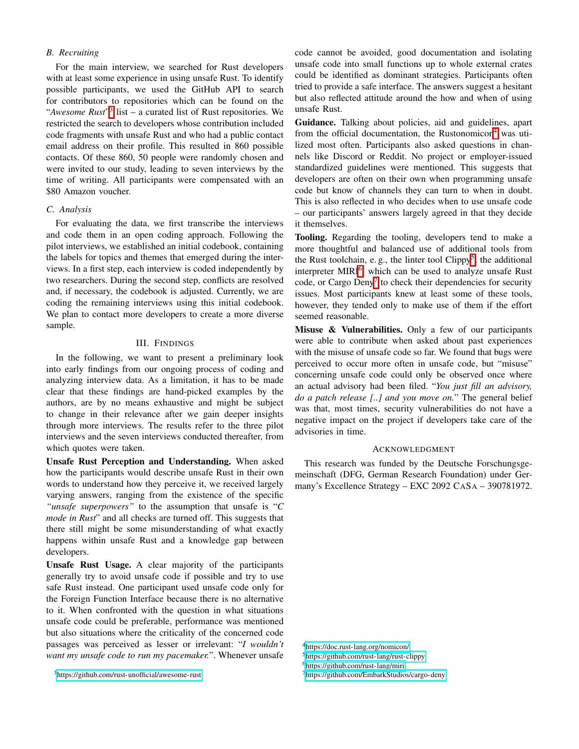### B. Recruiting

For the main interview, we searched for Rust developers with at least some experience in using unsafe Rust. To identify possible participants, we used the GitHub API to search for contributors to repositories which can be found on the "*Awesome Rust*"[3] list – a curated list of Rust repositories. We restricted the search to developers whose contribution included code fragments with unsafe Rust and who had a public contact email address on their profile. This resulted in 860 possible contacts. Of these 860, 50 people were randomly chosen and were invited to our study, leading to seven interviews by the time of writing. All participants were compensated with an $80 Amazon voucher.

### C. Analysis

For evaluating the data, we first transcribe the interviews and code them in an open coding approach. Following the pilot interviews, we established an initial codebook, containing the labels for topics and themes that emerged during the interviews. In a first step, each interview is coded independently by two researchers. During the second step, conflicts are resolved and, if necessary, the codebook is adjusted. Currently, we are coding the remaining interviews using this initial codebook. We plan to contact more developers to create a more diverse sample.

## III. Findings

In the following, we want to present a preliminary look into early findings from our ongoing process of coding and analyzing interview data. As a limitation, it has to be made clear that these findings are hand-picked examples by the authors, are by no means exhaustive and might be subject to change in their relevance after we gain deeper insights through more interviews. The results refer to the three pilot interviews and the seven interviews conducted thereafter, from which quotes were taken.

**Unsafe Rust Perception and Understanding.** When asked how the participants would describe unsafe Rust in their own words to understand how they perceive it, we received largely varying answers, ranging from the existence of the specific *"unsafe superpowers"* to the assumption that unsafe is "*C mode in Rust*" and all checks are turned off. This suggests that there still might be some misunderstanding of what exactly happens within unsafe Rust and a knowledge gap between developers.

**Unsafe Rust Usage.** A clear majority of the participants generally try to avoid unsafe code if possible and try to use safe Rust instead. One participant used unsafe code only for the Foreign Function Interface because there is no alternative to it. When confronted with the question in what situations unsafe code could be preferable, performance was mentioned but also situations where the criticality of the concerned code passages was perceived as lesser or irrelevant: "*I wouldn't want my unsafe code to run my pacemaker.*". Whenever unsafe code cannot be avoided, good documentation and isolating unsafe code into small functions up to whole external crates could be identified as dominant strategies. Participants often tried to provide a safe interface. The answers suggest a hesitant but also reflected attitude around the how and when of using unsafe Rust.

**Guidance.** Talking about policies, aid and guidelines, apart from the official documentation, the Rustonomicon[4] was utilized most often. Participants also asked questions in channels like Discord or Reddit. No project or employer-issued standardized guidelines were mentioned. This suggests that developers are often on their own when programming unsafe code but know of channels they can turn to when in doubt. This is also reflected in who decides when to use unsafe code – our participants' answers largely agreed in that they decide it themselves.

**Tooling.** Regarding the tooling, developers tend to make a more thoughtful and balanced use of additional tools from the Rust toolchain, e. g., the linter tool Clippy[5], the additional interpreter MIRI[6], which can be used to analyze unsafe Rust code, or Cargo Deny[7] to check their dependencies for security issues. Most participants knew at least some of these tools, however, they tended only to make use of them if the effort seemed reasonable.

**Misuse & Vulnerabilities.** Only a few of our participants were able to contribute when asked about past experiences with the misuse of unsafe code so far. We found that bugs were perceived to occur more often in unsafe code, but "misuse" concerning unsafe code could only be observed once where an actual advisory had been filed. "*You just fill an advisory, do a patch release [..] and you move on.*" The general belief was that, most times, security vulnerabilities do not have a negative impact on the project if developers take care of the advisories in time.

## Acknowledgment

This research was funded by the Deutsche Forschungsgemeinschaft (DFG, German Research Foundation) under Germany's Excellence Strategy – EXC 2092 CaSa – 390781972.

---

[3] https://github.com/rust-unofficial/awesome-rust

[4] https://doc.rust-lang.org/nomicon/

[5] https://github.com/rust-lang/rust-clippy

[6] https://github.com/rust-lang/miri

[7] https://github.com/EmbarkStudios/cargo-deny